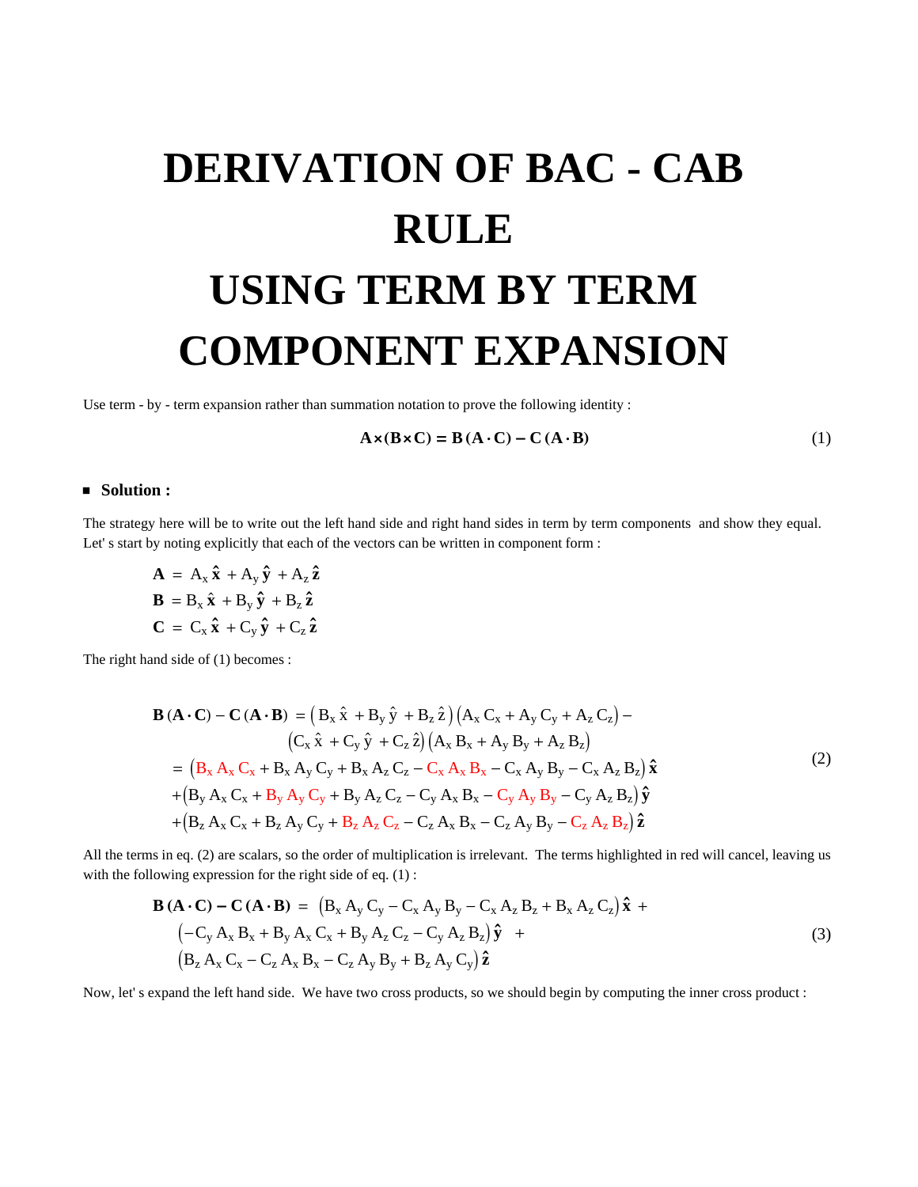# DERIVATION OF BAC - CAB RULE USING TERM BY TERM COMPONENT EXPANSION

Use term - by - term expansion rather than summation notation to prove the following identity :

$$\mathbf{A}\times(\mathbf{B}\times\mathbf{C}) = \mathbf{B}\,(\mathbf{A}\cdot\mathbf{C}) - \mathbf{C}\,(\mathbf{A}\cdot\mathbf{B}) \tag{1}$$

- **Solution :**

The strategy here will be to write out the left hand side and right hand sides in term by term components and show they equal. Let' s start by noting explicitly that each of the vectors can be written in component form :

$$\begin{aligned}
\mathbf{A} &= A_x\,\hat{\mathbf{x}} + A_y\,\hat{\mathbf{y}} + A_z\,\hat{\mathbf{z}} \\
\mathbf{B} &= B_x\,\hat{\mathbf{x}} + B_y\,\hat{\mathbf{y}} + B_z\,\hat{\mathbf{z}} \\
\mathbf{C} &= C_x\,\hat{\mathbf{x}} + C_y\,\hat{\mathbf{y}} + C_z\,\hat{\mathbf{z}}
\end{aligned}$$

The right hand side of (1) becomes :

$$\begin{aligned}
\mathbf{B}\,(\mathbf{A}\cdot\mathbf{C}) - \mathbf{C}\,(\mathbf{A}\cdot\mathbf{B}) &= \left(B_x\,\hat{x} + B_y\,\hat{y} + B_z\,\hat{z}\right)\left(A_x\,C_x + A_y\,C_y + A_z\,C_z\right) - \\
&\quad \left(C_x\,\hat{x} + C_y\,\hat{y} + C_z\,\hat{z}\right)\left(A_x\,B_x + A_y\,B_y + A_z\,B_z\right) \\
&= \left(B_x\,A_x\,C_x + B_x\,A_y\,C_y + B_x\,A_z\,C_z - C_x\,A_x\,B_x - C_x\,A_y\,B_y - C_x\,A_z\,B_z\right)\hat{\mathbf{x}} \\
&\quad + \left(B_y\,A_x\,C_x + B_y\,A_y\,C_y + B_y\,A_z\,C_z - C_y\,A_x\,B_x - C_y\,A_y\,B_y - C_y\,A_z\,B_z\right)\hat{\mathbf{y}} \\
&\quad + \left(B_z\,A_x\,C_x + B_z\,A_y\,C_y + B_z\,A_z\,C_z - C_z\,A_x\,B_x - C_z\,A_y\,B_y - C_z\,A_z\,B_z\right)\hat{\mathbf{z}}
\end{aligned} \tag{2}$$

All the terms in eq. (2) are scalars, so the order of multiplication is irrelevant. The terms highlighted in red will cancel, leaving us with the following expression for the right side of eq. (1) :

$$\begin{aligned}
\mathbf{B}\,(\mathbf{A}\cdot\mathbf{C}) - \mathbf{C}\,(\mathbf{A}\cdot\mathbf{B}) &= \left(B_x\,A_y\,C_y - C_x\,A_y\,B_y - C_x\,A_z\,B_z + B_x\,A_z\,C_z\right)\hat{\mathbf{x}} + \\
&\quad \left(-C_y\,A_x\,B_x + B_y\,A_x\,C_x + B_y\,A_z\,C_z - C_y\,A_z\,B_z\right)\hat{\mathbf{y}} + \\
&\quad \left(B_z\,A_x\,C_x - C_z\,A_x\,B_x - C_z\,A_y\,B_y + B_z\,A_y\,C_y\right)\hat{\mathbf{z}}
\end{aligned} \tag{3}$$

Now, let' s expand the left hand side. We have two cross products, so we should begin by computing the inner cross product :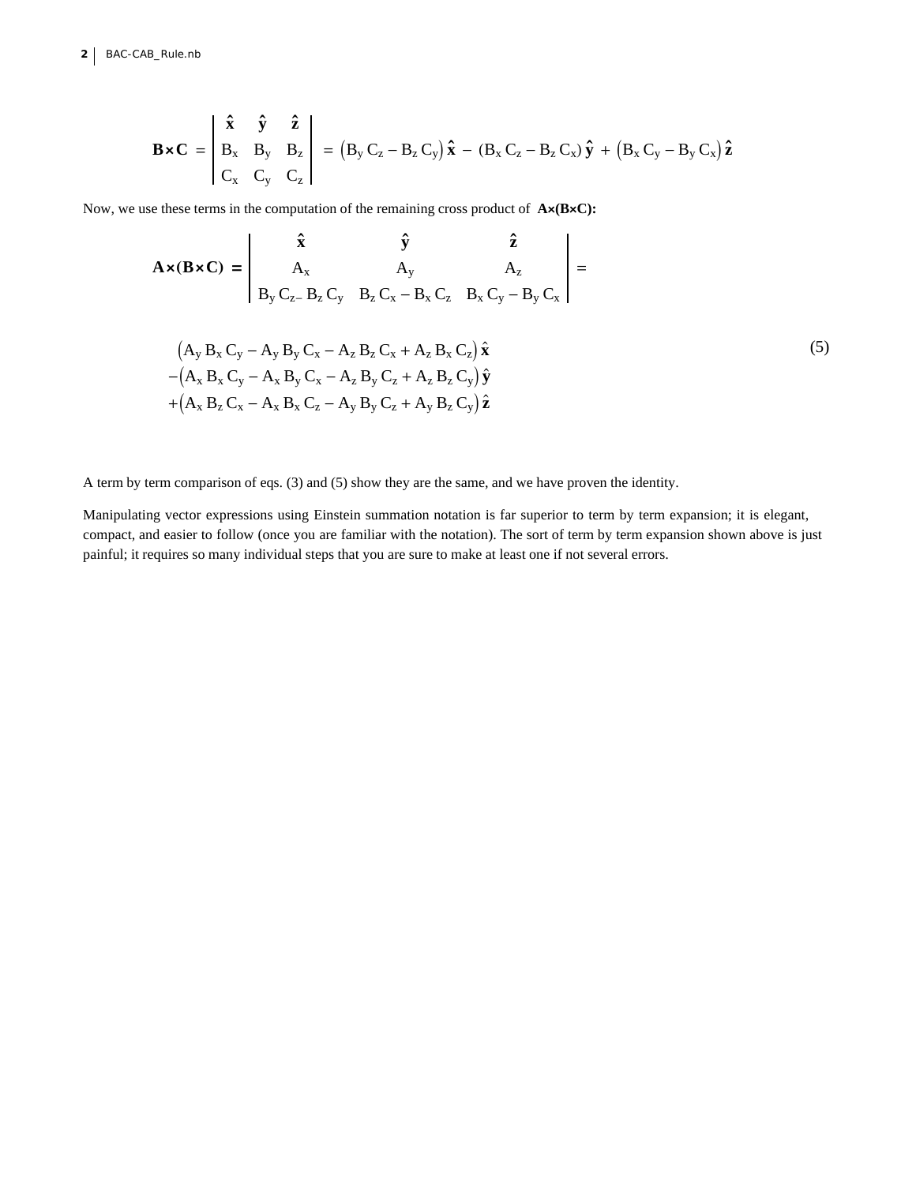$$\mathbf{B}\times\mathbf{C} = \begin{vmatrix} \hat{\mathbf{x}} & \hat{\mathbf{y}} & \hat{\mathbf{z}} \\ B_x & B_y & B_z \\ C_x & C_y & C_z \end{vmatrix} = \left(B_y C_z - B_z C_y\right)\hat{\mathbf{x}} - \left(B_x C_z - B_z C_x\right)\hat{\mathbf{y}} + \left(B_x C_y - B_y C_x\right)\hat{\mathbf{z}}$$

Now, we use these terms in the computation of the remaining cross product of **A×(B×C):**

$$\mathbf{A}\times(\mathbf{B}\times\mathbf{C}) = \begin{vmatrix} \hat{\mathbf{x}} & \hat{\mathbf{y}} & \hat{\mathbf{z}} \\ A_x & A_y & A_z \\ B_y C_z - B_z C_y & B_z C_x - B_x C_z & B_x C_y - B_y C_x \end{vmatrix} =$$

$$\begin{aligned} &\left(A_y B_x C_y - A_y B_y C_x - A_z B_z C_x + A_z B_x C_z\right)\hat{\mathbf{x}} \\ -&\left(A_x B_x C_y - A_x B_y C_x - A_z B_y C_z + A_z B_z C_y\right)\hat{\mathbf{y}} \\ +&\left(A_x B_z C_x - A_x B_x C_z - A_y B_y C_z + A_y B_z C_y\right)\hat{\mathbf{z}} \end{aligned} \tag{5}$$

A term by term comparison of eqs. (3) and (5) show they are the same, and we have proven the identity.

Manipulating vector expressions using Einstein summation notation is far superior to term by term expansion; it is elegant, compact, and easier to follow (once you are familiar with the notation). The sort of term by term expansion shown above is just painful; it requires so many individual steps that you are sure to make at least one if not several errors.